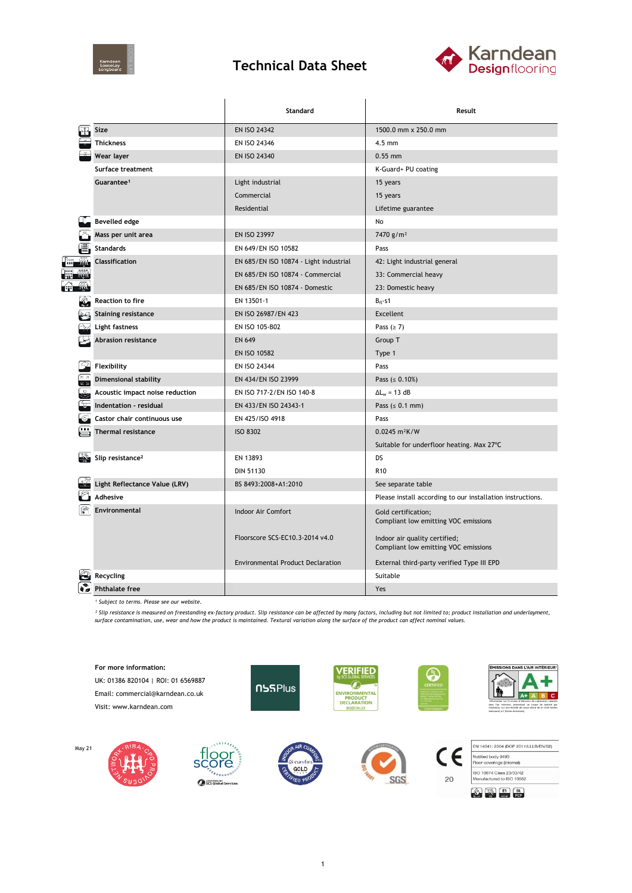# Technical Data Sheet

| | Standard | Result |
|---|---|---|
| **Size** | EN ISO 24342 | 1500.0 mm x 250.0 mm |
| **Thickness** | EN ISO 24346 | 4.5 mm |
| **Wear layer** | EN ISO 24340 | 0.55 mm |
| **Surface treatment** | | K-Guard+ PU coating |
| **Guarantee**[1] | Light industrial | 15 years |
| | Commercial | 15 years |
| | Residential | Lifetime guarantee |
| **Bevelled edge** | | No |
| **Mass per unit area** | EN ISO 23997 | 7470 g/m² |
| **Standards** | EN 649/EN ISO 10582 | Pass |
| **Classification** | EN 685/EN ISO 10874 - Light industrial | 42: Light industrial general |
| | EN 685/EN ISO 10874 - Commercial | 33: Commercial heavy |
| | EN 685/EN ISO 10874 - Domestic | 23: Domestic heavy |
| **Reaction to fire** | EN 13501-1 | $B_{fl}$-s1 |
| **Staining resistance** | EN ISO 26987/EN 423 | Excellent |
| **Light fastness** | EN ISO 105-B02 | Pass (≥ 7) |
| **Abrasion resistance** | EN 649 | Group T |
| | EN ISO 10582 | Type 1 |
| **Flexibility** | EN ISO 24344 | Pass |
| **Dimensional stability** | EN 434/EN ISO 23999 | Pass (≤ 0.10%) |
| **Acoustic impact noise reduction** | EN ISO 717-2/EN ISO 140-8 | $\Delta L_w$ = 13 dB |
| **Indentation - residual** | EN 433/EN ISO 24343-1 | Pass (≤ 0.1 mm) |
| **Castor chair continuous use** | EN 425/ISO 4918 | Pass |
| **Thermal resistance** | ISO 8302 | 0.0245 m²K/W |
| | | Suitable for underfloor heating. Max 27°C |
| **Slip resistance**[2] | EN 13893 | DS |
| | DIN 51130 | R10 |
| **Light Reflectance Value (LRV)** | BS 8493:2008+A1:2010 | See separate table |
| **Adhesive** | | Please install according to our installation instructions. |
| **Environmental** | Indoor Air Comfort | Gold certification; Compliant low emitting VOC emissions |
| | Floorscore SCS-EC10.3-2014 v4.0 | Indoor air quality certified; Compliant low emitting VOC emissions |
| | Environmental Product Declaration | External third-party verified Type III EPD |
| **Recycling** | | Suitable |
| **Phthalate free** | | Yes |

*[1] Subject to terms. Please see our website.*

*[2] Slip resistance is measured on freestanding ex-factory product. Slip resistance can be affected by many factors, including but not limited to; product installation and underlayment, surface contamination, use, wear and how the product is maintained. Textural variation along the surface of the product can affect nominal values.*

**For more information:**

UK: 01386 820104 | ROI: 01 6569887

Email: commercial@karndean.co.uk

Visit: www.karndean.com

May 21

EN 14041: 2004 (DOP 2017/LLLB/EN/02)
Notified body 0493
Floor coverings (internal)
ISO 10874 Class 23/33/42
Manufactured to ISO 10582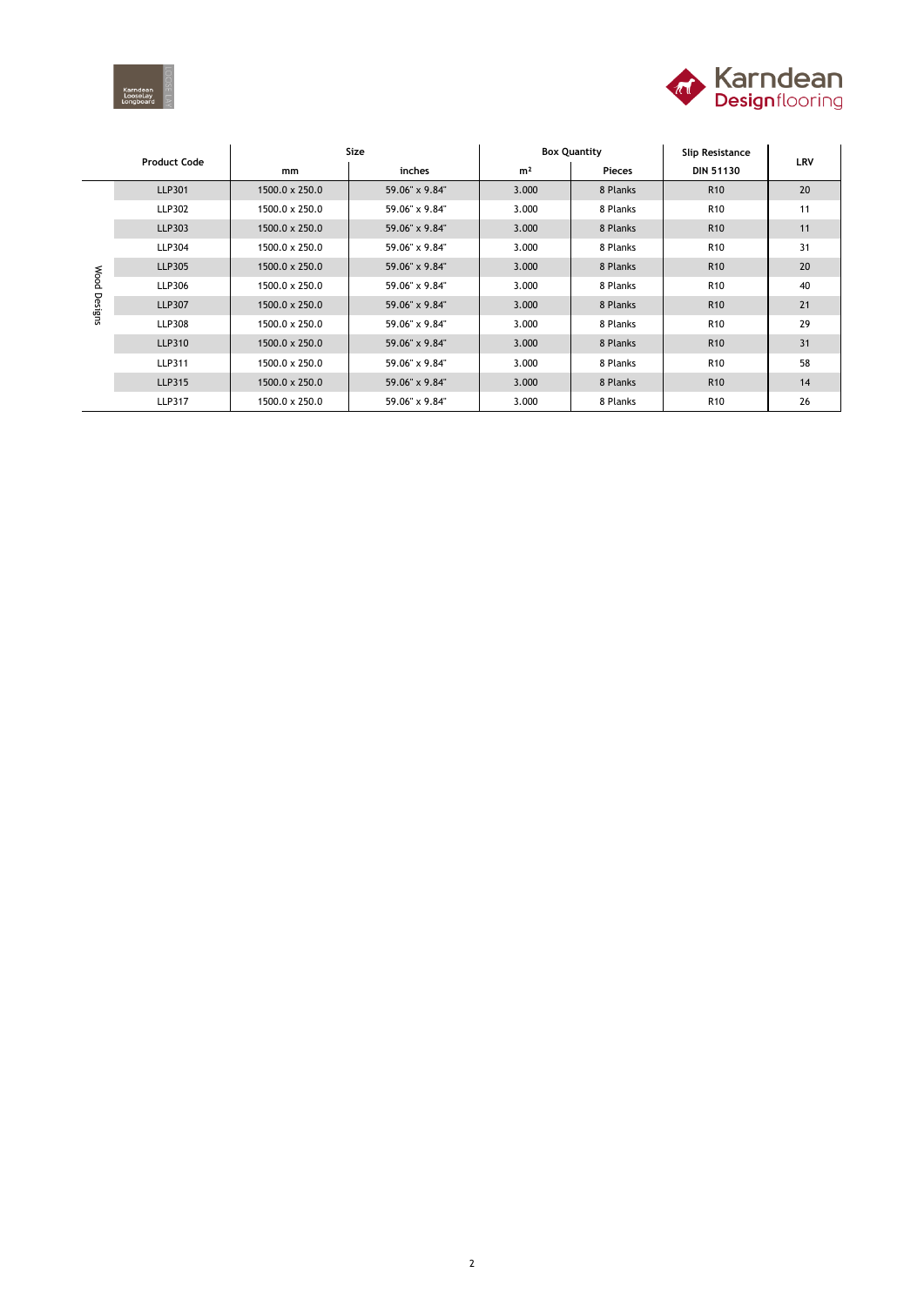| | Product Code | Size | | Box Quantity | | Slip Resistance | LRV |
|---|---|---|---|---|---|---|---|
| | | mm | inches | m² | Pieces | DIN 51130 | |
| Wood Designs | LLP301 | 1500.0 x 250.0 | 59.06" x 9.84" | 3.000 | 8 Planks | R10 | 20 |
| | LLP302 | 1500.0 x 250.0 | 59.06" x 9.84" | 3.000 | 8 Planks | R10 | 11 |
| | LLP303 | 1500.0 x 250.0 | 59.06" x 9.84" | 3.000 | 8 Planks | R10 | 11 |
| | LLP304 | 1500.0 x 250.0 | 59.06" x 9.84" | 3.000 | 8 Planks | R10 | 31 |
| | LLP305 | 1500.0 x 250.0 | 59.06" x 9.84" | 3.000 | 8 Planks | R10 | 20 |
| | LLP306 | 1500.0 x 250.0 | 59.06" x 9.84" | 3.000 | 8 Planks | R10 | 40 |
| | LLP307 | 1500.0 x 250.0 | 59.06" x 9.84" | 3.000 | 8 Planks | R10 | 21 |
| | LLP308 | 1500.0 x 250.0 | 59.06" x 9.84" | 3.000 | 8 Planks | R10 | 29 |
| | LLP310 | 1500.0 x 250.0 | 59.06" x 9.84" | 3.000 | 8 Planks | R10 | 31 |
| | LLP311 | 1500.0 x 250.0 | 59.06" x 9.84" | 3.000 | 8 Planks | R10 | 58 |
| | LLP315 | 1500.0 x 250.0 | 59.06" x 9.84" | 3.000 | 8 Planks | R10 | 14 |
| | LLP317 | 1500.0 x 250.0 | 59.06" x 9.84" | 3.000 | 8 Planks | R10 | 26 |